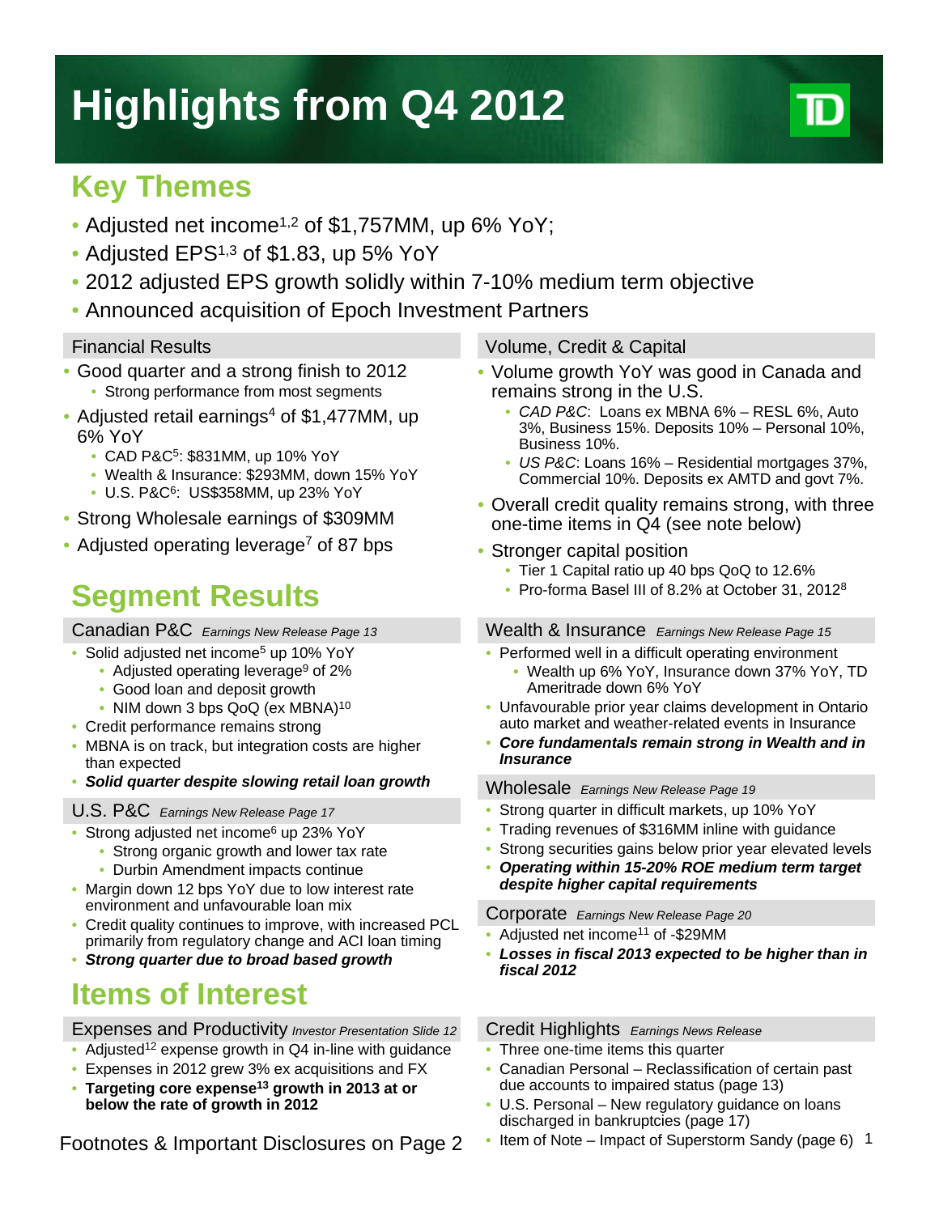# Highlights from Q4 2012

## Key Themes

- Adjusted net income[1,2] of $1,757MM, up 6% YoY;
- Adjusted EPS[1,3] of $1.83, up 5% YoY
- 2012 adjusted EPS growth solidly within 7-10% medium term objective
- Announced acquisition of Epoch Investment Partners

### Financial Results

- Good quarter and a strong finish to 2012
  - Strong performance from most segments
- Adjusted retail earnings[4] of $1,477MM, up 6% YoY
  - CAD P&C[5]: $831MM, up 10% YoY
  - Wealth & Insurance: $293MM, down 15% YoY
  - U.S. P&C[6]: US$358MM, up 23% YoY
- Strong Wholesale earnings of $309MM
- Adjusted operating leverage[7] of 87 bps

### Volume, Credit & Capital

- Volume growth YoY was good in Canada and remains strong in the U.S.
  - *CAD P&C*: Loans ex MBNA 6% – RESL 6%, Auto 3%, Business 15%. Deposits 10% – Personal 10%, Business 10%.
  - *US P&C*: Loans 16% – Residential mortgages 37%, Commercial 10%. Deposits ex AMTD and govt 7%.
- Overall credit quality remains strong, with three one-time items in Q4 (see note below)
- Stronger capital position
  - Tier 1 Capital ratio up 40 bps QoQ to 12.6%
  - Pro-forma Basel III of 8.2% at October 31, 2012[8]

## Segment Results

### Canadian P&C *Earnings New Release Page 13*

- Solid adjusted net income[5] up 10% YoY
  - Adjusted operating leverage[9] of 2%
  - Good loan and deposit growth
  - NIM down 3 bps QoQ (ex MBNA)[10]
- Credit performance remains strong
- MBNA is on track, but integration costs are higher than expected
- ***Solid quarter despite slowing retail loan growth***

### U.S. P&C *Earnings New Release Page 17*

- Strong adjusted net income[6] up 23% YoY
  - Strong organic growth and lower tax rate
  - Durbin Amendment impacts continue
- Margin down 12 bps YoY due to low interest rate environment and unfavourable loan mix
- Credit quality continues to improve, with increased PCL primarily from regulatory change and ACI loan timing
- ***Strong quarter due to broad based growth***

### Wealth & Insurance *Earnings New Release Page 15*

- Performed well in a difficult operating environment
  - Wealth up 6% YoY, Insurance down 37% YoY, TD Ameritrade down 6% YoY
- Unfavourable prior year claims development in Ontario auto market and weather-related events in Insurance
- ***Core fundamentals remain strong in Wealth and in Insurance***

### Wholesale *Earnings New Release Page 19*

- Strong quarter in difficult markets, up 10% YoY
- Trading revenues of $316MM inline with guidance
- Strong securities gains below prior year elevated levels
- ***Operating within 15-20% ROE medium term target despite higher capital requirements***

### Corporate *Earnings New Release Page 20*

- Adjusted net income[11] of -$29MM
- ***Losses in fiscal 2013 expected to be higher than in fiscal 2012***

## Items of Interest

### Expenses and Productivity *Investor Presentation Slide 12*

- Adjusted[12] expense growth in Q4 in-line with guidance
- Expenses in 2012 grew 3% ex acquisitions and FX
- **Targeting core expense[13] growth in 2013 at or below the rate of growth in 2012**

### Credit Highlights *Earnings News Release*

- Three one-time items this quarter
- Canadian Personal – Reclassification of certain past due accounts to impaired status (page 13)
- U.S. Personal – New regulatory guidance on loans discharged in bankruptcies (page 17)
- Item of Note – Impact of Superstorm Sandy (page 6)

Footnotes & Important Disclosures on Page 2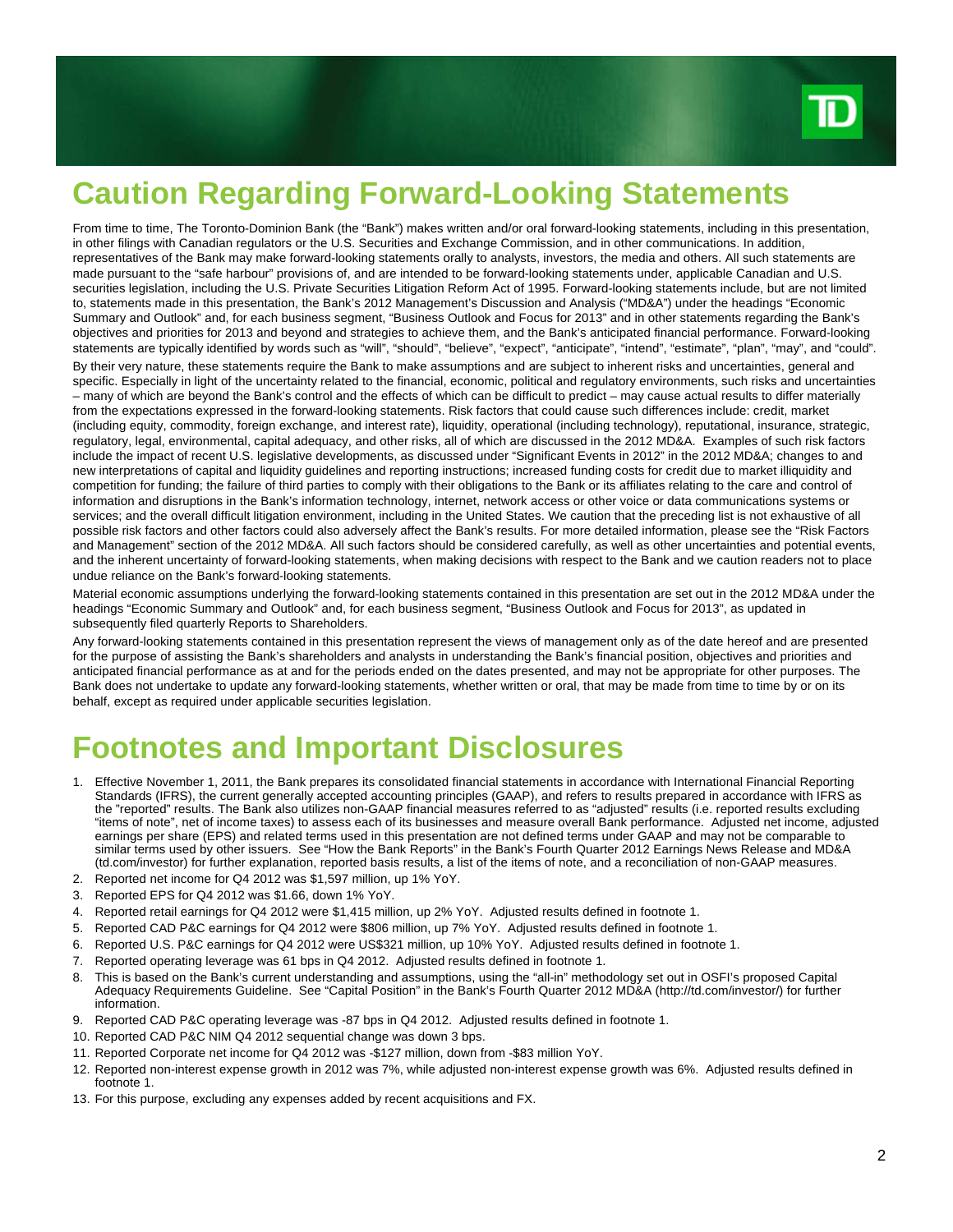# Caution Regarding Forward-Looking Statements

From time to time, The Toronto-Dominion Bank (the "Bank") makes written and/or oral forward-looking statements, including in this presentation, in other filings with Canadian regulators or the U.S. Securities and Exchange Commission, and in other communications. In addition, representatives of the Bank may make forward-looking statements orally to analysts, investors, the media and others. All such statements are made pursuant to the "safe harbour" provisions of, and are intended to be forward-looking statements under, applicable Canadian and U.S. securities legislation, including the U.S. Private Securities Litigation Reform Act of 1995. Forward-looking statements include, but are not limited to, statements made in this presentation, the Bank's 2012 Management's Discussion and Analysis ("MD&A") under the headings "Economic Summary and Outlook" and, for each business segment, "Business Outlook and Focus for 2013" and in other statements regarding the Bank's objectives and priorities for 2013 and beyond and strategies to achieve them, and the Bank's anticipated financial performance. Forward-looking statements are typically identified by words such as "will", "should", "believe", "expect", "anticipate", "intend", "estimate", "plan", "may", and "could".

By their very nature, these statements require the Bank to make assumptions and are subject to inherent risks and uncertainties, general and specific. Especially in light of the uncertainty related to the financial, economic, political and regulatory environments, such risks and uncertainties – many of which are beyond the Bank's control and the effects of which can be difficult to predict – may cause actual results to differ materially from the expectations expressed in the forward-looking statements. Risk factors that could cause such differences include: credit, market (including equity, commodity, foreign exchange, and interest rate), liquidity, operational (including technology), reputational, insurance, strategic, regulatory, legal, environmental, capital adequacy, and other risks, all of which are discussed in the 2012 MD&A. Examples of such risk factors include the impact of recent U.S. legislative developments, as discussed under "Significant Events in 2012" in the 2012 MD&A; changes to and new interpretations of capital and liquidity guidelines and reporting instructions; increased funding costs for credit due to market illiquidity and competition for funding; the failure of third parties to comply with their obligations to the Bank or its affiliates relating to the care and control of information and disruptions in the Bank's information technology, internet, network access or other voice or data communications systems or services; and the overall difficult litigation environment, including in the United States. We caution that the preceding list is not exhaustive of all possible risk factors and other factors could also adversely affect the Bank's results. For more detailed information, please see the "Risk Factors and Management" section of the 2012 MD&A. All such factors should be considered carefully, as well as other uncertainties and potential events, and the inherent uncertainty of forward-looking statements, when making decisions with respect to the Bank and we caution readers not to place undue reliance on the Bank's forward-looking statements.

Material economic assumptions underlying the forward-looking statements contained in this presentation are set out in the 2012 MD&A under the headings "Economic Summary and Outlook" and, for each business segment, "Business Outlook and Focus for 2013", as updated in subsequently filed quarterly Reports to Shareholders.

Any forward-looking statements contained in this presentation represent the views of management only as of the date hereof and are presented for the purpose of assisting the Bank's shareholders and analysts in understanding the Bank's financial position, objectives and priorities and anticipated financial performance as at and for the periods ended on the dates presented, and may not be appropriate for other purposes. The Bank does not undertake to update any forward-looking statements, whether written or oral, that may be made from time to time by or on its behalf, except as required under applicable securities legislation.

# Footnotes and Important Disclosures

1. Effective November 1, 2011, the Bank prepares its consolidated financial statements in accordance with International Financial Reporting Standards (IFRS), the current generally accepted accounting principles (GAAP), and refers to results prepared in accordance with IFRS as the "reported" results. The Bank also utilizes non-GAAP financial measures referred to as "adjusted" results (i.e. reported results excluding "items of note", net of income taxes) to assess each of its businesses and measure overall Bank performance. Adjusted net income, adjusted earnings per share (EPS) and related terms used in this presentation are not defined terms under GAAP and may not be comparable to similar terms used by other issuers. See "How the Bank Reports" in the Bank's Fourth Quarter 2012 Earnings News Release and MD&A (td.com/investor) for further explanation, reported basis results, a list of the items of note, and a reconciliation of non-GAAP measures.
2. Reported net income for Q4 2012 was $1,597 million, up 1% YoY.
3. Reported EPS for Q4 2012 was $1.66, down 1% YoY.
4. Reported retail earnings for Q4 2012 were $1,415 million, up 2% YoY. Adjusted results defined in footnote 1.
5. Reported CAD P&C earnings for Q4 2012 were $806 million, up 7% YoY. Adjusted results defined in footnote 1.
6. Reported U.S. P&C earnings for Q4 2012 were US$321 million, up 10% YoY. Adjusted results defined in footnote 1.
7. Reported operating leverage was 61 bps in Q4 2012. Adjusted results defined in footnote 1.
8. This is based on the Bank's current understanding and assumptions, using the "all-in" methodology set out in OSFI's proposed Capital Adequacy Requirements Guideline. See "Capital Position" in the Bank's Fourth Quarter 2012 MD&A (http://td.com/investor/) for further information.
9. Reported CAD P&C operating leverage was -87 bps in Q4 2012. Adjusted results defined in footnote 1.
10. Reported CAD P&C NIM Q4 2012 sequential change was down 3 bps.
11. Reported Corporate net income for Q4 2012 was -$127 million, down from -$83 million YoY.
12. Reported non-interest expense growth in 2012 was 7%, while adjusted non-interest expense growth was 6%. Adjusted results defined in footnote 1.
13. For this purpose, excluding any expenses added by recent acquisitions and FX.